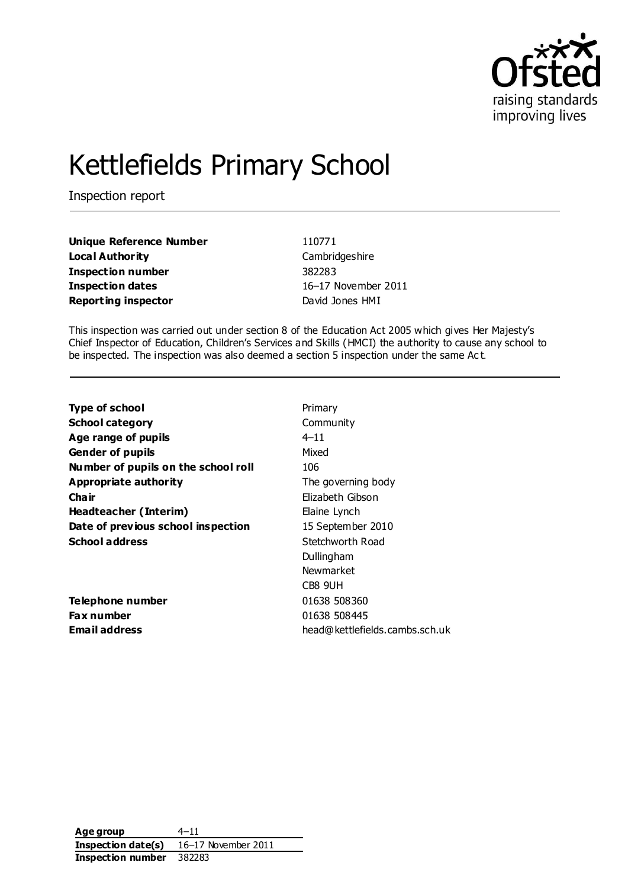# Kettlefields Primary School

Inspection report

| | |
|---|---|
| **Unique Reference Number** | 110771 |
| **Local Authority** | Cambridgeshire |
| **Inspection number** | 382283 |
| **Inspection dates** | 16–17 November 2011 |
| **Reporting inspector** | David Jones HMI |

This inspection was carried out under section 8 of the Education Act 2005 which gives Her Majesty's Chief Inspector of Education, Children's Services and Skills (HMCI) the authority to cause any school to be inspected. The inspection was also deemed a section 5 inspection under the same Act.

| | |
|---|---|
| **Type of school** | Primary |
| **School category** | Community |
| **Age range of pupils** | 4–11 |
| **Gender of pupils** | Mixed |
| **Number of pupils on the school roll** | 106 |
| **Appropriate authority** | The governing body |
| **Chair** | Elizabeth Gibson |
| **Headteacher (Interim)** | Elaine Lynch |
| **Date of previous school inspection** | 15 September 2010 |
| **School address** | Stetchworth Road<br>Dullingham<br>Newmarket<br>CB8 9UH |
| **Telephone number** | 01638 508360 |
| **Fax number** | 01638 508445 |
| **Email address** | head@kettlefields.cambs.sch.uk |

| | |
|---|---|
| **Age group** | 4–11 |
| **Inspection date(s)** | 16–17 November 2011 |
| **Inspection number** | 382283 |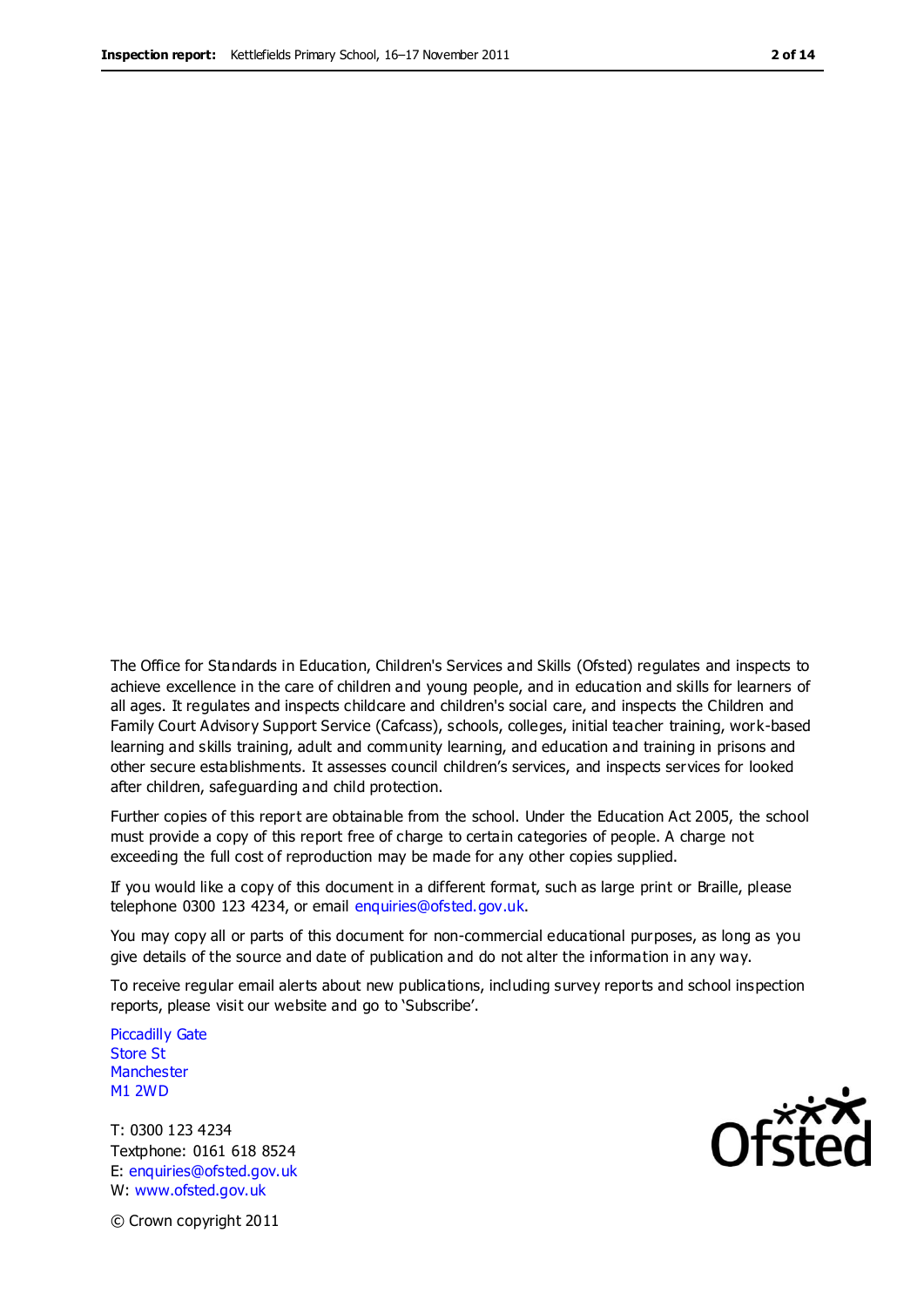The Office for Standards in Education, Children's Services and Skills (Ofsted) regulates and inspects to achieve excellence in the care of children and young people, and in education and skills for learners of all ages. It regulates and inspects childcare and children's social care, and inspects the Children and Family Court Advisory Support Service (Cafcass), schools, colleges, initial teacher training, work-based learning and skills training, adult and community learning, and education and training in prisons and other secure establishments. It assesses council children's services, and inspects services for looked after children, safeguarding and child protection.

Further copies of this report are obtainable from the school. Under the Education Act 2005, the school must provide a copy of this report free of charge to certain categories of people. A charge not exceeding the full cost of reproduction may be made for any other copies supplied.

If you would like a copy of this document in a different format, such as large print or Braille, please telephone 0300 123 4234, or email enquiries@ofsted.gov.uk.

You may copy all or parts of this document for non-commercial educational purposes, as long as you give details of the source and date of publication and do not alter the information in any way.

To receive regular email alerts about new publications, including survey reports and school inspection reports, please visit our website and go to 'Subscribe'.

Piccadilly Gate
Store St
Manchester
M1 2WD

T: 0300 123 4234
Textphone: 0161 618 8524
E: enquiries@ofsted.gov.uk
W: www.ofsted.gov.uk

© Crown copyright 2011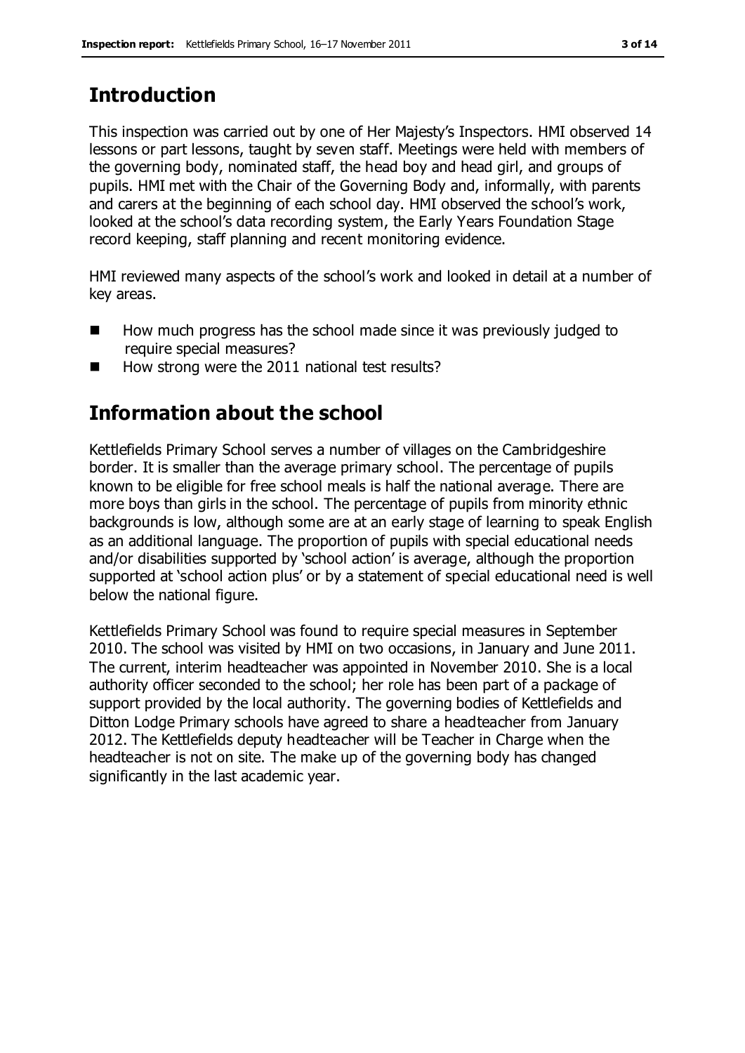## Introduction

This inspection was carried out by one of Her Majesty's Inspectors. HMI observed 14 lessons or part lessons, taught by seven staff. Meetings were held with members of the governing body, nominated staff, the head boy and head girl, and groups of pupils. HMI met with the Chair of the Governing Body and, informally, with parents and carers at the beginning of each school day. HMI observed the school's work, looked at the school's data recording system, the Early Years Foundation Stage record keeping, staff planning and recent monitoring evidence.

HMI reviewed many aspects of the school's work and looked in detail at a number of key areas.

- How much progress has the school made since it was previously judged to require special measures?
- How strong were the 2011 national test results?

## Information about the school

Kettlefields Primary School serves a number of villages on the Cambridgeshire border. It is smaller than the average primary school. The percentage of pupils known to be eligible for free school meals is half the national average. There are more boys than girls in the school. The percentage of pupils from minority ethnic backgrounds is low, although some are at an early stage of learning to speak English as an additional language. The proportion of pupils with special educational needs and/or disabilities supported by 'school action' is average, although the proportion supported at 'school action plus' or by a statement of special educational need is well below the national figure.

Kettlefields Primary School was found to require special measures in September 2010. The school was visited by HMI on two occasions, in January and June 2011. The current, interim headteacher was appointed in November 2010. She is a local authority officer seconded to the school; her role has been part of a package of support provided by the local authority. The governing bodies of Kettlefields and Ditton Lodge Primary schools have agreed to share a headteacher from January 2012. The Kettlefields deputy headteacher will be Teacher in Charge when the headteacher is not on site. The make up of the governing body has changed significantly in the last academic year.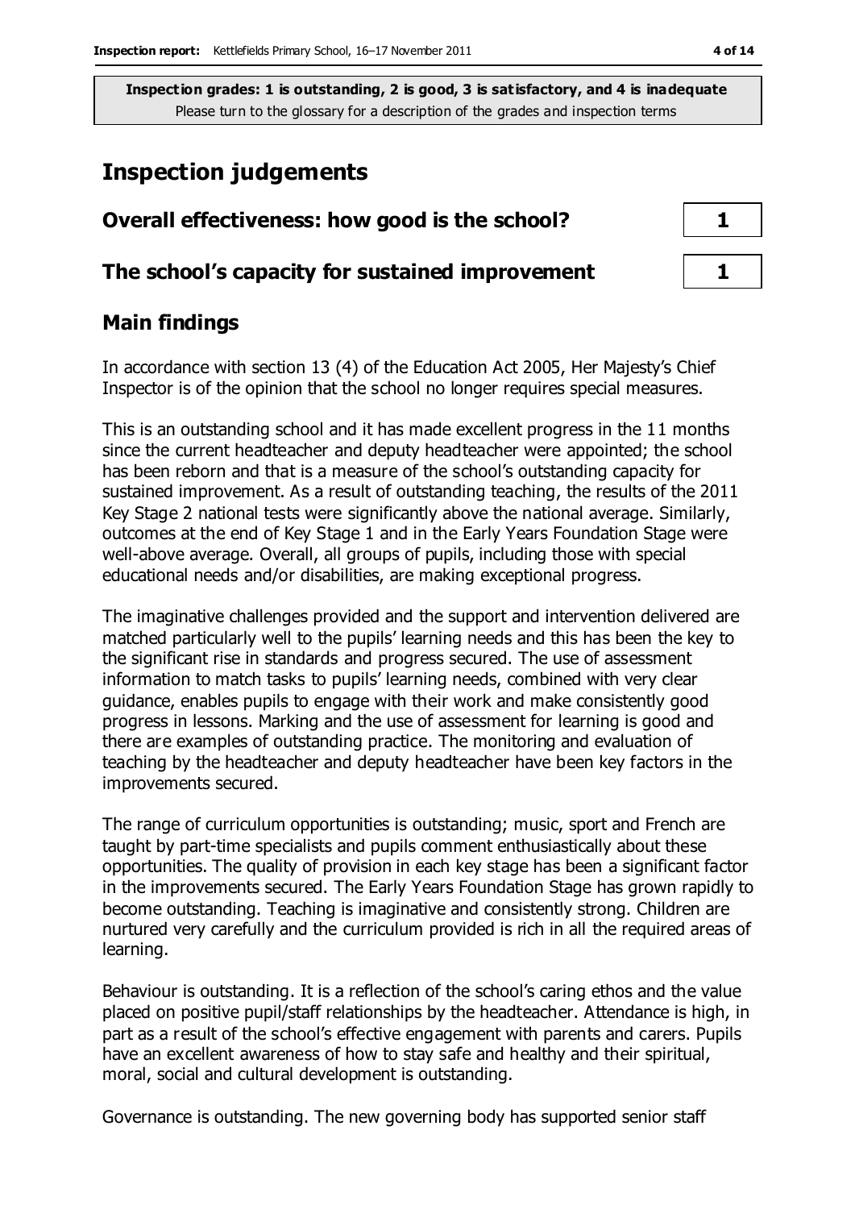**Inspection grades: 1 is outstanding, 2 is good, 3 is satisfactory, and 4 is inadequate**
Please turn to the glossary for a description of the grades and inspection terms

# Inspection judgements

| | |
|---|---|
| **Overall effectiveness: how good is the school?** | **1** |
| **The school's capacity for sustained improvement** | **1** |

## Main findings

In accordance with section 13 (4) of the Education Act 2005, Her Majesty's Chief Inspector is of the opinion that the school no longer requires special measures.

This is an outstanding school and it has made excellent progress in the 11 months since the current headteacher and deputy headteacher were appointed; the school has been reborn and that is a measure of the school's outstanding capacity for sustained improvement. As a result of outstanding teaching, the results of the 2011 Key Stage 2 national tests were significantly above the national average. Similarly, outcomes at the end of Key Stage 1 and in the Early Years Foundation Stage were well-above average. Overall, all groups of pupils, including those with special educational needs and/or disabilities, are making exceptional progress.

The imaginative challenges provided and the support and intervention delivered are matched particularly well to the pupils' learning needs and this has been the key to the significant rise in standards and progress secured. The use of assessment information to match tasks to pupils' learning needs, combined with very clear guidance, enables pupils to engage with their work and make consistently good progress in lessons. Marking and the use of assessment for learning is good and there are examples of outstanding practice. The monitoring and evaluation of teaching by the headteacher and deputy headteacher have been key factors in the improvements secured.

The range of curriculum opportunities is outstanding; music, sport and French are taught by part-time specialists and pupils comment enthusiastically about these opportunities. The quality of provision in each key stage has been a significant factor in the improvements secured. The Early Years Foundation Stage has grown rapidly to become outstanding. Teaching is imaginative and consistently strong. Children are nurtured very carefully and the curriculum provided is rich in all the required areas of learning.

Behaviour is outstanding. It is a reflection of the school's caring ethos and the value placed on positive pupil/staff relationships by the headteacher. Attendance is high, in part as a result of the school's effective engagement with parents and carers. Pupils have an excellent awareness of how to stay safe and healthy and their spiritual, moral, social and cultural development is outstanding.

Governance is outstanding. The new governing body has supported senior staff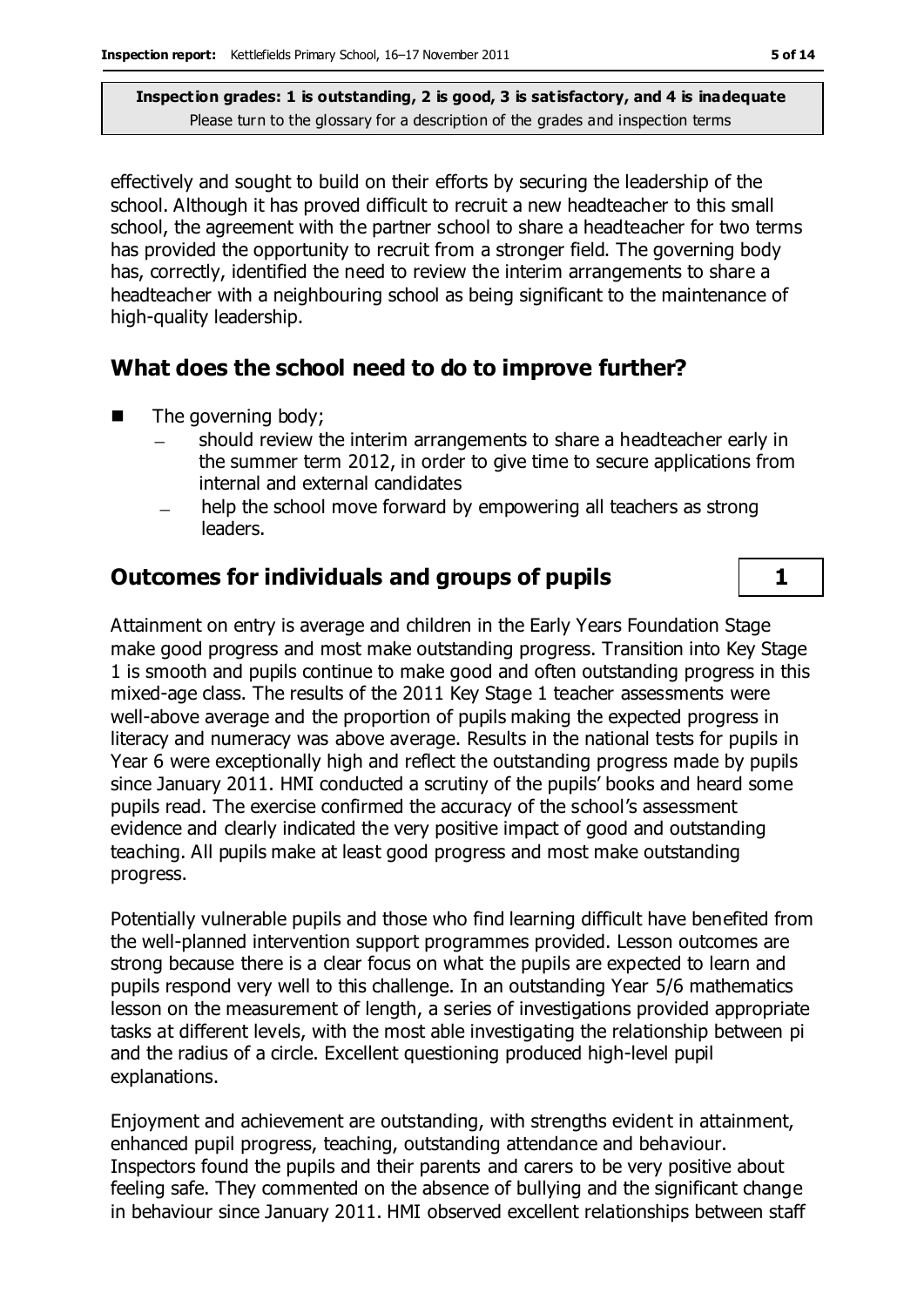effectively and sought to build on their efforts by securing the leadership of the school. Although it has proved difficult to recruit a new headteacher to this small school, the agreement with the partner school to share a headteacher for two terms has provided the opportunity to recruit from a stronger field. The governing body has, correctly, identified the need to review the interim arrangements to share a headteacher with a neighbouring school as being significant to the maintenance of high-quality leadership.

## What does the school need to do to improve further?

- The governing body;
  - should review the interim arrangements to share a headteacher early in the summer term 2012, in order to give time to secure applications from internal and external candidates
  - help the school move forward by empowering all teachers as strong leaders.

## Outcomes for individuals and groups of pupils — 1

Attainment on entry is average and children in the Early Years Foundation Stage make good progress and most make outstanding progress. Transition into Key Stage 1 is smooth and pupils continue to make good and often outstanding progress in this mixed-age class. The results of the 2011 Key Stage 1 teacher assessments were well-above average and the proportion of pupils making the expected progress in literacy and numeracy was above average. Results in the national tests for pupils in Year 6 were exceptionally high and reflect the outstanding progress made by pupils since January 2011. HMI conducted a scrutiny of the pupils' books and heard some pupils read. The exercise confirmed the accuracy of the school's assessment evidence and clearly indicated the very positive impact of good and outstanding teaching. All pupils make at least good progress and most make outstanding progress.

Potentially vulnerable pupils and those who find learning difficult have benefited from the well-planned intervention support programmes provided. Lesson outcomes are strong because there is a clear focus on what the pupils are expected to learn and pupils respond very well to this challenge. In an outstanding Year 5/6 mathematics lesson on the measurement of length, a series of investigations provided appropriate tasks at different levels, with the most able investigating the relationship between pi and the radius of a circle. Excellent questioning produced high-level pupil explanations.

Enjoyment and achievement are outstanding, with strengths evident in attainment, enhanced pupil progress, teaching, outstanding attendance and behaviour. Inspectors found the pupils and their parents and carers to be very positive about feeling safe. They commented on the absence of bullying and the significant change in behaviour since January 2011. HMI observed excellent relationships between staff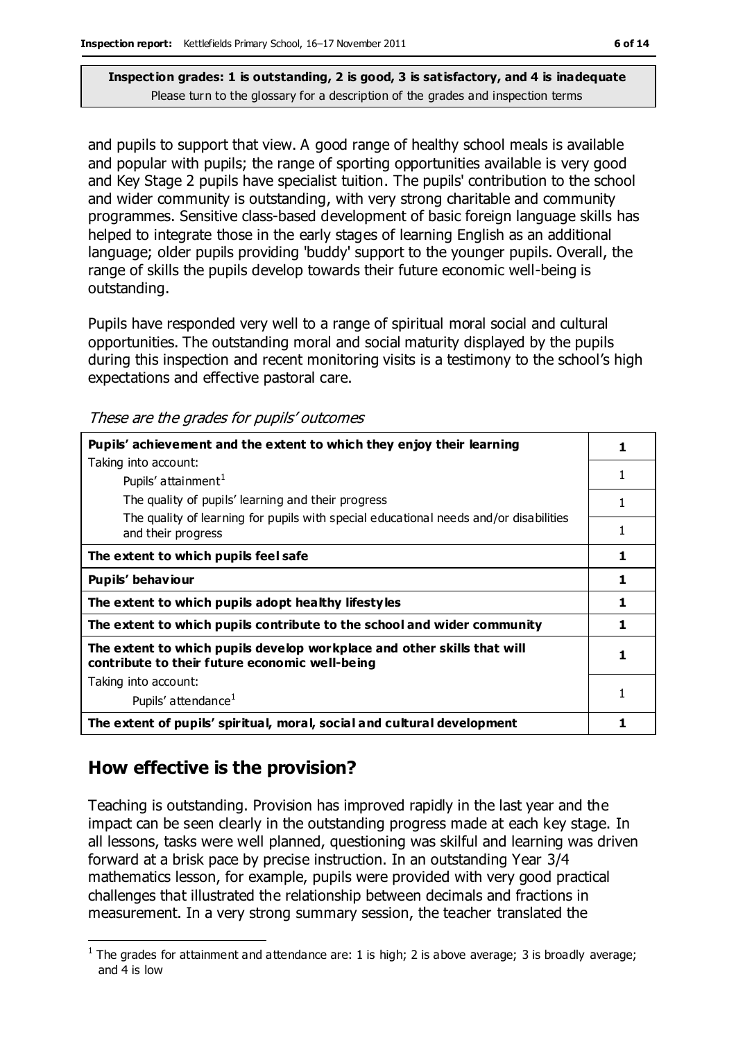**Inspection grades: 1 is outstanding, 2 is good, 3 is satisfactory, and 4 is inadequate**
Please turn to the glossary for a description of the grades and inspection terms

and pupils to support that view. A good range of healthy school meals is available and popular with pupils; the range of sporting opportunities available is very good and Key Stage 2 pupils have specialist tuition. The pupils' contribution to the school and wider community is outstanding, with very strong charitable and community programmes. Sensitive class-based development of basic foreign language skills has helped to integrate those in the early stages of learning English as an additional language; older pupils providing 'buddy' support to the younger pupils. Overall, the range of skills the pupils develop towards their future economic well-being is outstanding.

Pupils have responded very well to a range of spiritual moral social and cultural opportunities. The outstanding moral and social maturity displayed by the pupils during this inspection and recent monitoring visits is a testimony to the school's high expectations and effective pastoral care.

*These are the grades for pupils' outcomes*

| | |
|---|---|
| **Pupils' achievement and the extent to which they enjoy their learning** | **1** |
| Taking into account:<br>Pupils' attainment[1] | 1 |
| The quality of pupils' learning and their progress | 1 |
| The quality of learning for pupils with special educational needs and/or disabilities and their progress | 1 |
| **The extent to which pupils feel safe** | **1** |
| **Pupils' behaviour** | **1** |
| **The extent to which pupils adopt healthy lifestyles** | **1** |
| **The extent to which pupils contribute to the school and wider community** | **1** |
| **The extent to which pupils develop workplace and other skills that will contribute to their future economic well-being** | **1** |
| Taking into account:<br>Pupils' attendance[1] | 1 |
| **The extent of pupils' spiritual, moral, social and cultural development** | **1** |

## How effective is the provision?

Teaching is outstanding. Provision has improved rapidly in the last year and the impact can be seen clearly in the outstanding progress made at each key stage. In all lessons, tasks were well planned, questioning was skilful and learning was driven forward at a brisk pace by precise instruction. In an outstanding Year 3/4 mathematics lesson, for example, pupils were provided with very good practical challenges that illustrated the relationship between decimals and fractions in measurement. In a very strong summary session, the teacher translated the

[1] The grades for attainment and attendance are: 1 is high; 2 is above average; 3 is broadly average; and 4 is low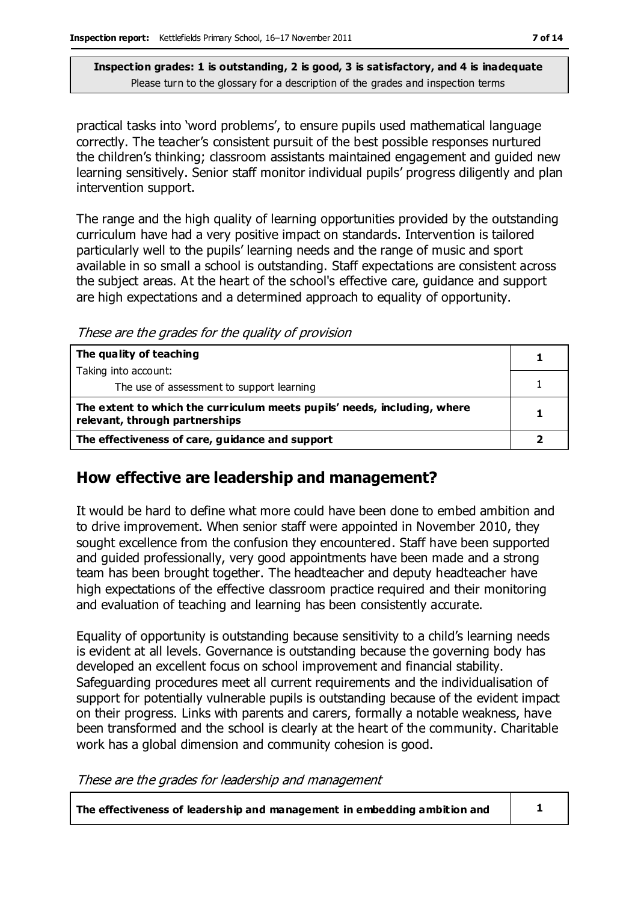**Inspection grades: 1 is outstanding, 2 is good, 3 is satisfactory, and 4 is inadequate**
Please turn to the glossary for a description of the grades and inspection terms

practical tasks into 'word problems', to ensure pupils used mathematical language correctly. The teacher's consistent pursuit of the best possible responses nurtured the children's thinking; classroom assistants maintained engagement and guided new learning sensitively. Senior staff monitor individual pupils' progress diligently and plan intervention support.

The range and the high quality of learning opportunities provided by the outstanding curriculum have had a very positive impact on standards. Intervention is tailored particularly well to the pupils' learning needs and the range of music and sport available in so small a school is outstanding. Staff expectations are consistent across the subject areas. At the heart of the school's effective care, guidance and support are high expectations and a determined approach to equality of opportunity.

*These are the grades for the quality of provision*

| | |
|---|---|
| **The quality of teaching** | **1** |
| Taking into account: The use of assessment to support learning | 1 |
| **The extent to which the curriculum meets pupils' needs, including, where relevant, through partnerships** | **1** |
| **The effectiveness of care, guidance and support** | **2** |

## How effective are leadership and management?

It would be hard to define what more could have been done to embed ambition and to drive improvement. When senior staff were appointed in November 2010, they sought excellence from the confusion they encountered. Staff have been supported and guided professionally, very good appointments have been made and a strong team has been brought together. The headteacher and deputy headteacher have high expectations of the effective classroom practice required and their monitoring and evaluation of teaching and learning has been consistently accurate.

Equality of opportunity is outstanding because sensitivity to a child's learning needs is evident at all levels. Governance is outstanding because the governing body has developed an excellent focus on school improvement and financial stability. Safeguarding procedures meet all current requirements and the individualisation of support for potentially vulnerable pupils is outstanding because of the evident impact on their progress. Links with parents and carers, formally a notable weakness, have been transformed and the school is clearly at the heart of the community. Charitable work has a global dimension and community cohesion is good.

*These are the grades for leadership and management*

| | |
|---|---|
| **The effectiveness of leadership and management in embedding ambition and** | **1** |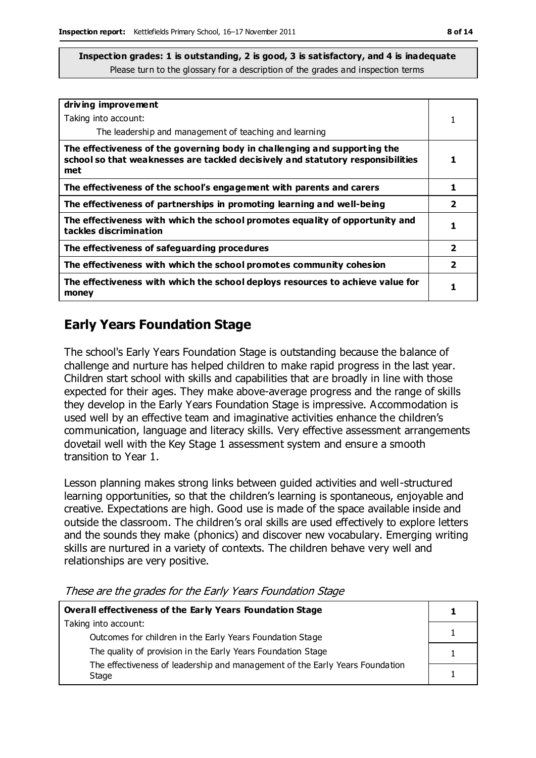**Inspection grades: 1 is outstanding, 2 is good, 3 is satisfactory, and 4 is inadequate**
Please turn to the glossary for a description of the grades and inspection terms

| | |
|---|---|
| **driving improvement**<br>Taking into account:<br>The leadership and management of teaching and learning | 1 |
| **The effectiveness of the governing body in challenging and supporting the school so that weaknesses are tackled decisively and statutory responsibilities met** | **1** |
| **The effectiveness of the school's engagement with parents and carers** | **1** |
| **The effectiveness of partnerships in promoting learning and well-being** | **2** |
| **The effectiveness with which the school promotes equality of opportunity and tackles discrimination** | **1** |
| **The effectiveness of safeguarding procedures** | **2** |
| **The effectiveness with which the school promotes community cohesion** | **2** |
| **The effectiveness with which the school deploys resources to achieve value for money** | **1** |

## Early Years Foundation Stage

The school's Early Years Foundation Stage is outstanding because the balance of challenge and nurture has helped children to make rapid progress in the last year. Children start school with skills and capabilities that are broadly in line with those expected for their ages. They make above-average progress and the range of skills they develop in the Early Years Foundation Stage is impressive. Accommodation is used well by an effective team and imaginative activities enhance the children's communication, language and literacy skills. Very effective assessment arrangements dovetail well with the Key Stage 1 assessment system and ensure a smooth transition to Year 1.

Lesson planning makes strong links between guided activities and well-structured learning opportunities, so that the children's learning is spontaneous, enjoyable and creative. Expectations are high. Good use is made of the space available inside and outside the classroom. The children's oral skills are used effectively to explore letters and the sounds they make (phonics) and discover new vocabulary. Emerging writing skills are nurtured in a variety of contexts. The children behave very well and relationships are very positive.

*These are the grades for the Early Years Foundation Stage*

| | |
|---|---|
| **Overall effectiveness of the Early Years Foundation Stage** | **1** |
| Taking into account:<br>Outcomes for children in the Early Years Foundation Stage | 1 |
| The quality of provision in the Early Years Foundation Stage | 1 |
| The effectiveness of leadership and management of the Early Years Foundation Stage | 1 |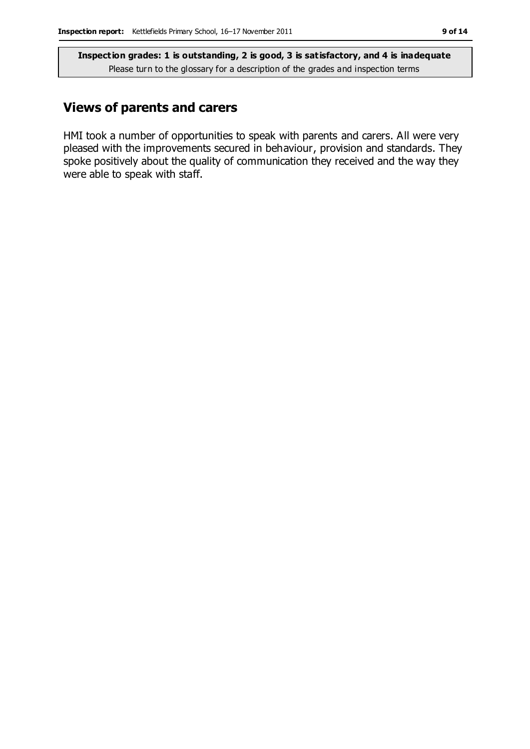**Inspection grades: 1 is outstanding, 2 is good, 3 is satisfactory, and 4 is inadequate**
Please turn to the glossary for a description of the grades and inspection terms

## Views of parents and carers

HMI took a number of opportunities to speak with parents and carers. All were very pleased with the improvements secured in behaviour, provision and standards. They spoke positively about the quality of communication they received and the way they were able to speak with staff.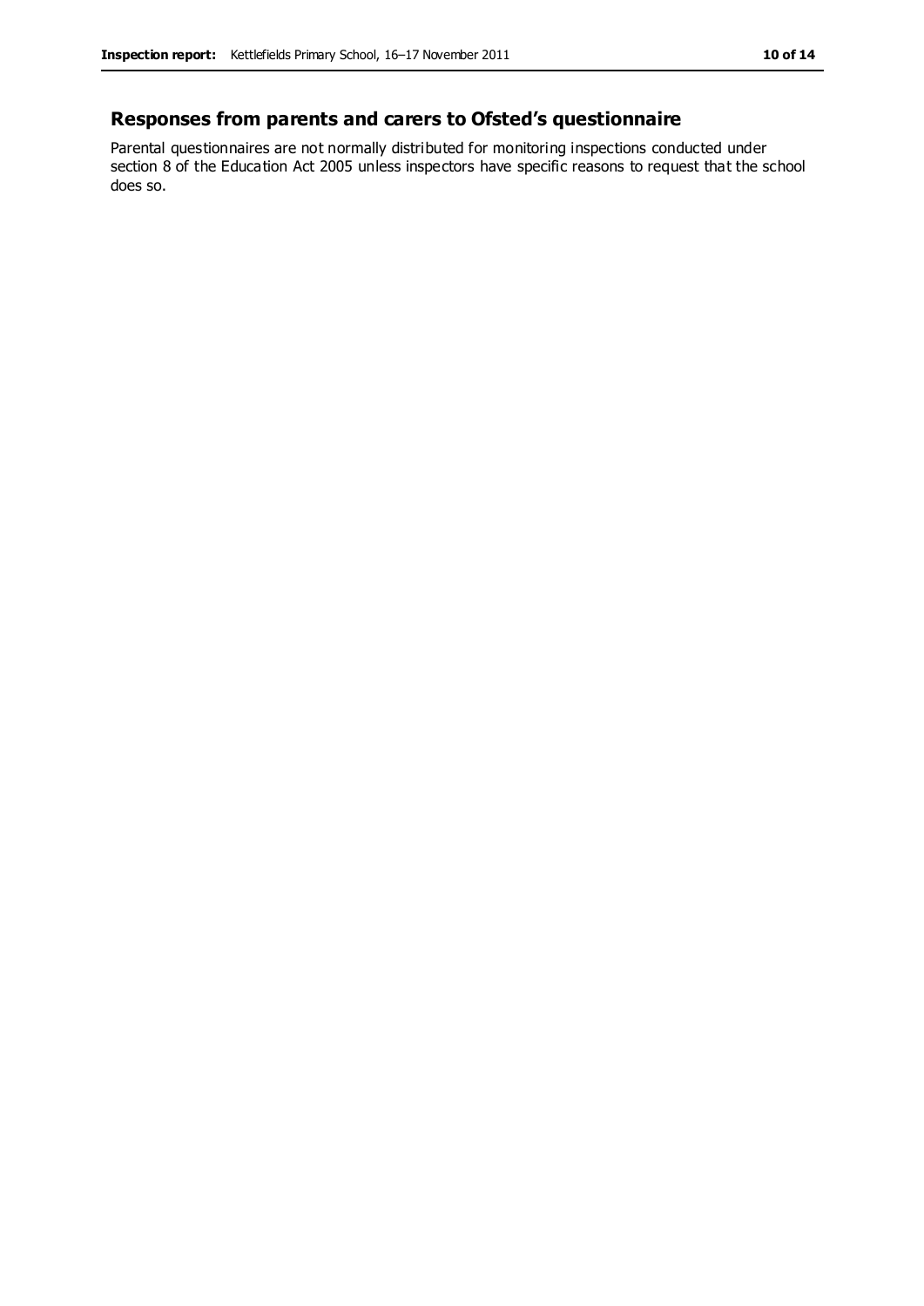## Responses from parents and carers to Ofsted's questionnaire

Parental questionnaires are not normally distributed for monitoring inspections conducted under section 8 of the Education Act 2005 unless inspectors have specific reasons to request that the school does so.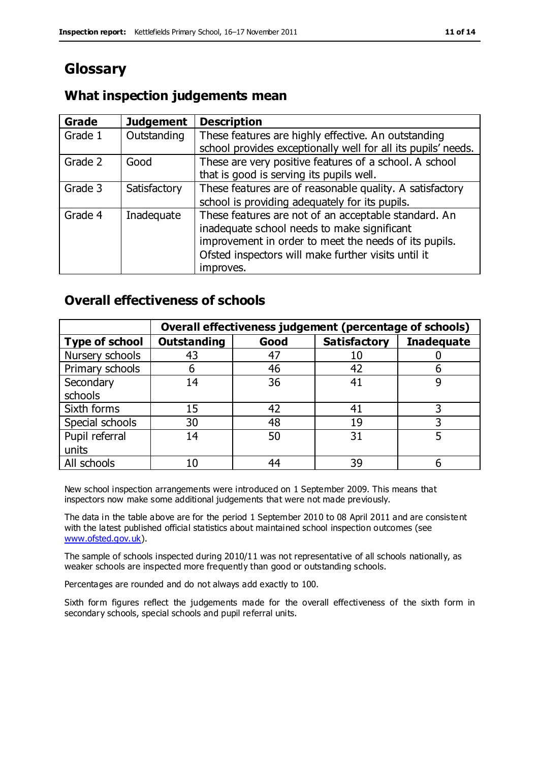# Glossary

## What inspection judgements mean

| Grade | Judgement | Description |
|---|---|---|
| Grade 1 | Outstanding | These features are highly effective. An outstanding school provides exceptionally well for all its pupils' needs. |
| Grade 2 | Good | These are very positive features of a school. A school that is good is serving its pupils well. |
| Grade 3 | Satisfactory | These features are of reasonable quality. A satisfactory school is providing adequately for its pupils. |
| Grade 4 | Inadequate | These features are not of an acceptable standard. An inadequate school needs to make significant improvement in order to meet the needs of its pupils. Ofsted inspectors will make further visits until it improves. |

## Overall effectiveness of schools

| | Overall effectiveness judgement (percentage of schools) | | | |
|---|---|---|---|---|
| **Type of school** | **Outstanding** | **Good** | **Satisfactory** | **Inadequate** |
| Nursery schools | 43 | 47 | 10 | 0 |
| Primary schools | 6 | 46 | 42 | 6 |
| Secondary schools | 14 | 36 | 41 | 9 |
| Sixth forms | 15 | 42 | 41 | 3 |
| Special schools | 30 | 48 | 19 | 3 |
| Pupil referral units | 14 | 50 | 31 | 5 |
| All schools | 10 | 44 | 39 | 6 |

New school inspection arrangements were introduced on 1 September 2009. This means that inspectors now make some additional judgements that were not made previously.

The data in the table above are for the period 1 September 2010 to 08 April 2011 and are consistent with the latest published official statistics about maintained school inspection outcomes (see www.ofsted.gov.uk).

The sample of schools inspected during 2010/11 was not representative of all schools nationally, as weaker schools are inspected more frequently than good or outstanding schools.

Percentages are rounded and do not always add exactly to 100.

Sixth form figures reflect the judgements made for the overall effectiveness of the sixth form in secondary schools, special schools and pupil referral units.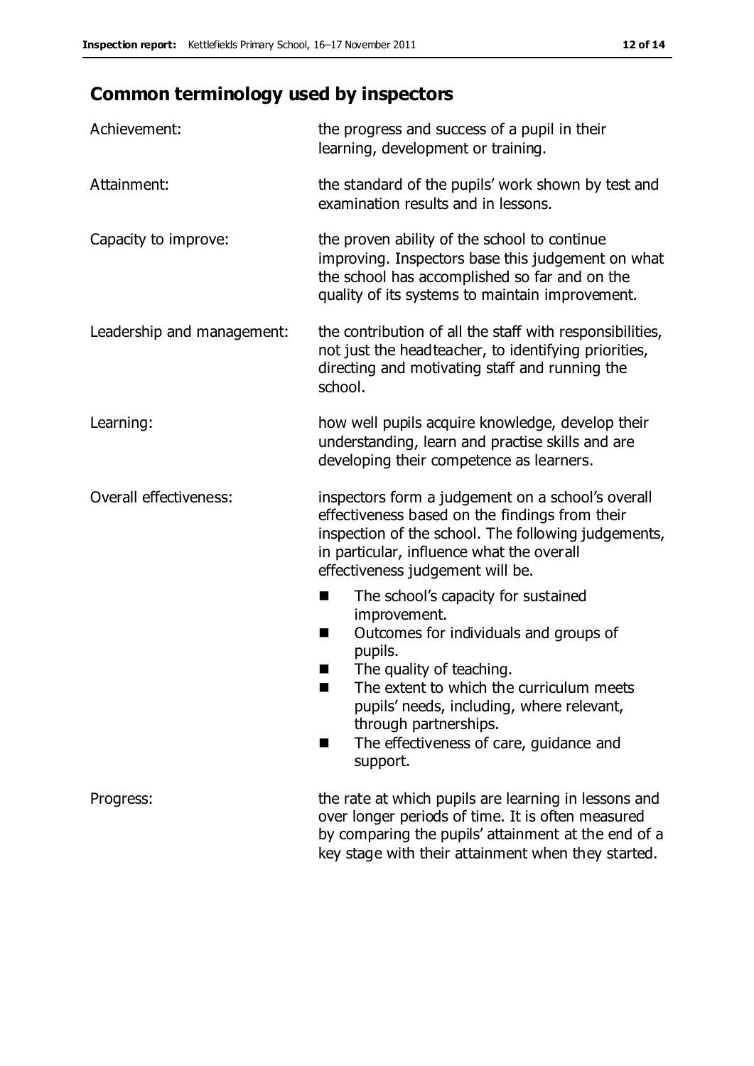## Common terminology used by inspectors

| | |
|---|---|
| Achievement: | the progress and success of a pupil in their learning, development or training. |
| Attainment: | the standard of the pupils' work shown by test and examination results and in lessons. |
| Capacity to improve: | the proven ability of the school to continue improving. Inspectors base this judgement on what the school has accomplished so far and on the quality of its systems to maintain improvement. |
| Leadership and management: | the contribution of all the staff with responsibilities, not just the headteacher, to identifying priorities, directing and motivating staff and running the school. |
| Learning: | how well pupils acquire knowledge, develop their understanding, learn and practise skills and are developing their competence as learners. |
| Overall effectiveness: | inspectors form a judgement on a school's overall effectiveness based on the findings from their inspection of the school. The following judgements, in particular, influence what the overall effectiveness judgement will be.<br>■ The school's capacity for sustained improvement.<br>■ Outcomes for individuals and groups of pupils.<br>■ The quality of teaching.<br>■ The extent to which the curriculum meets pupils' needs, including, where relevant, through partnerships.<br>■ The effectiveness of care, guidance and support. |
| Progress: | the rate at which pupils are learning in lessons and over longer periods of time. It is often measured by comparing the pupils' attainment at the end of a key stage with their attainment when they started. |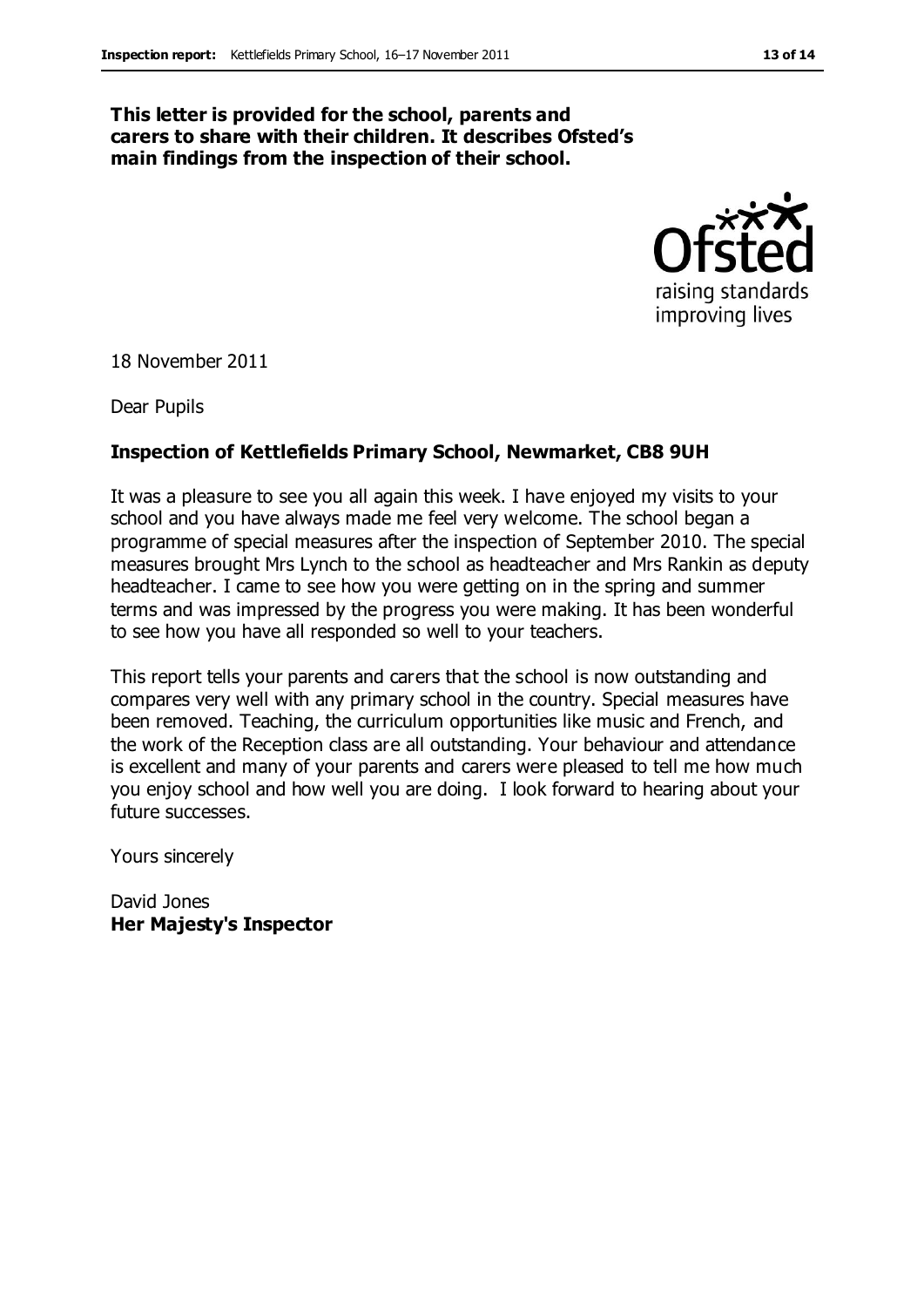**This letter is provided for the school, parents and carers to share with their children. It describes Ofsted's main findings from the inspection of their school.**

18 November 2011

Dear Pupils

**Inspection of Kettlefields Primary School, Newmarket, CB8 9UH**

It was a pleasure to see you all again this week. I have enjoyed my visits to your school and you have always made me feel very welcome. The school began a programme of special measures after the inspection of September 2010. The special measures brought Mrs Lynch to the school as headteacher and Mrs Rankin as deputy headteacher. I came to see how you were getting on in the spring and summer terms and was impressed by the progress you were making. It has been wonderful to see how you have all responded so well to your teachers.

This report tells your parents and carers that the school is now outstanding and compares very well with any primary school in the country. Special measures have been removed. Teaching, the curriculum opportunities like music and French, and the work of the Reception class are all outstanding. Your behaviour and attendance is excellent and many of your parents and carers were pleased to tell me how much you enjoy school and how well you are doing. I look forward to hearing about your future successes.

Yours sincerely

David Jones
**Her Majesty's Inspector**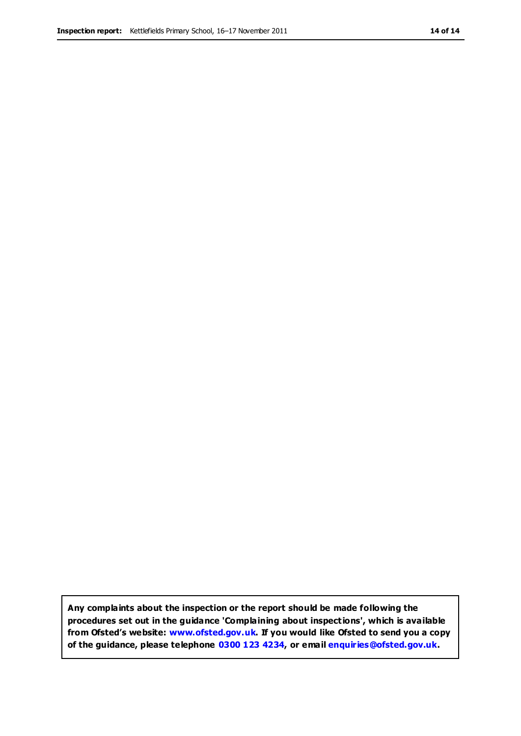**Any complaints about the inspection or the report should be made following the procedures set out in the guidance 'Complaining about inspections', which is available from Ofsted's website: www.ofsted.gov.uk. If you would like Ofsted to send you a copy of the guidance, please telephone 0300 123 4234, or email enquiries@ofsted.gov.uk.**